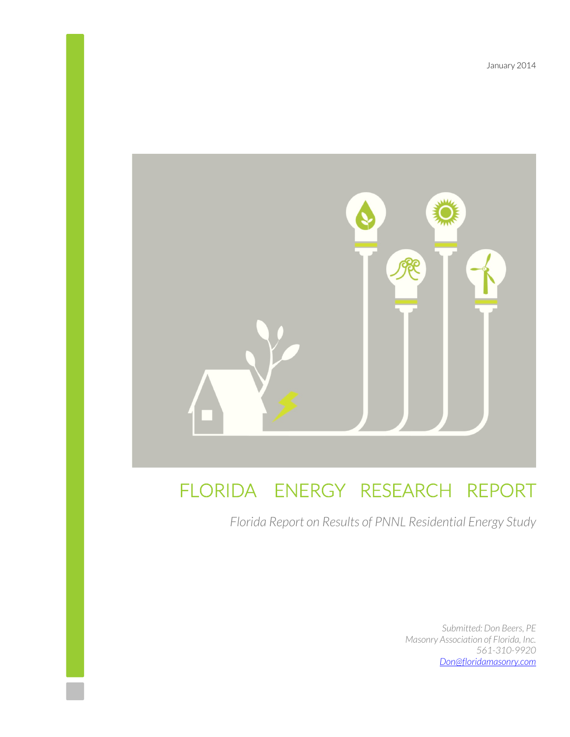January 2014

# FLORIDA ENERGY RESEARCH REPORT

*Florida Report on Results of PNNL Residential Energy Study*

*Submitted: Don Beers, PE*
*Masonry Association of Florida, Inc.*
*561-310-9920*
*Don@floridamasonry.com*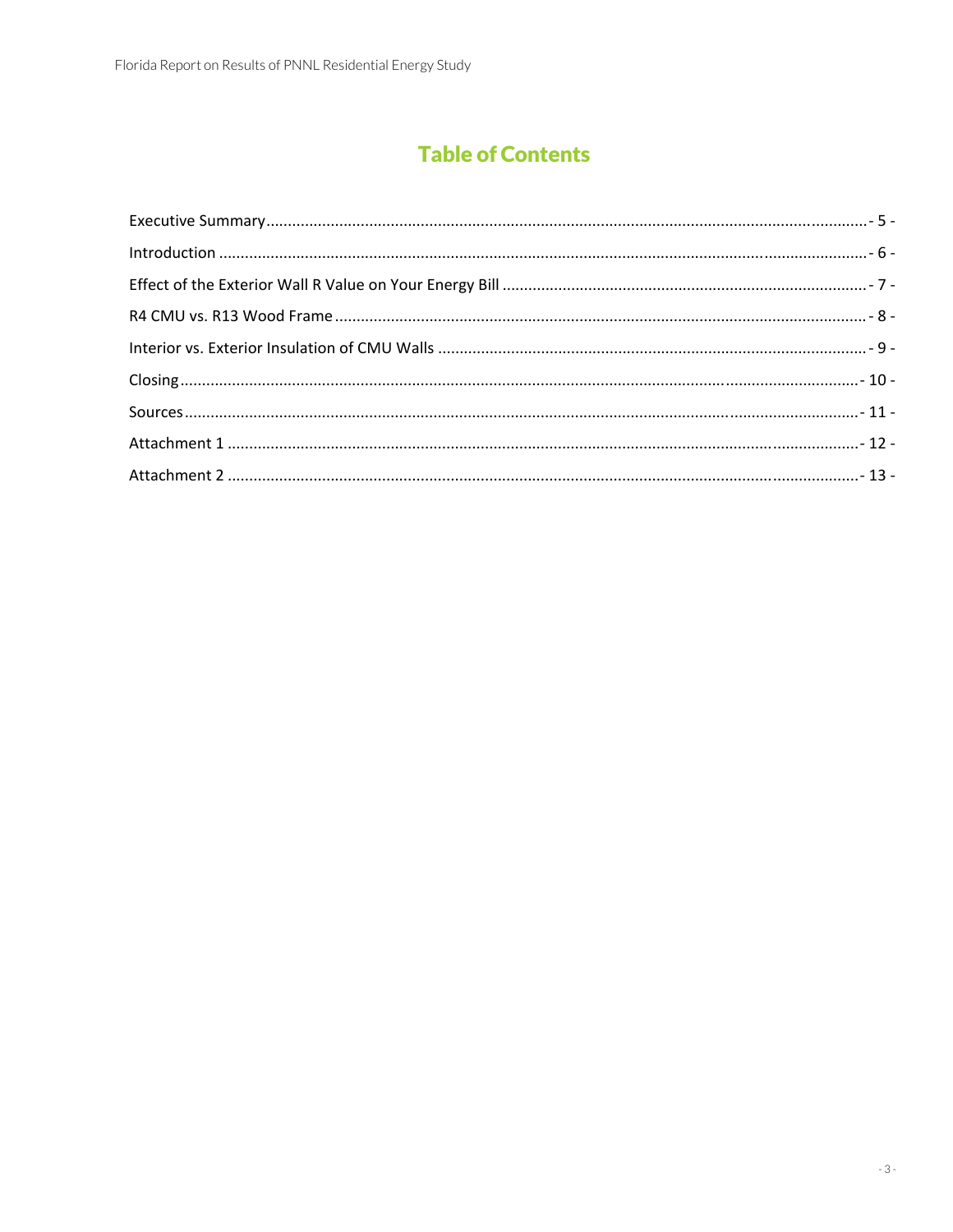# Table of Contents

Executive Summary ........................................................................................................................................- 5 -

Introduction ....................................................................................................................................................- 6 -

Effect of the Exterior Wall R Value on Your Energy Bill ...................................................................................- 7 -

R4 CMU vs. R13 Wood Frame ........................................................................................................................- 8 -

Interior vs. Exterior Insulation of CMU Walls ..................................................................................................- 9 -

Closing .........................................................................................................................................................- 10 -

Sources ........................................................................................................................................................- 11 -

Attachment 1 ...............................................................................................................................................- 12 -

Attachment 2 ...............................................................................................................................................- 13 -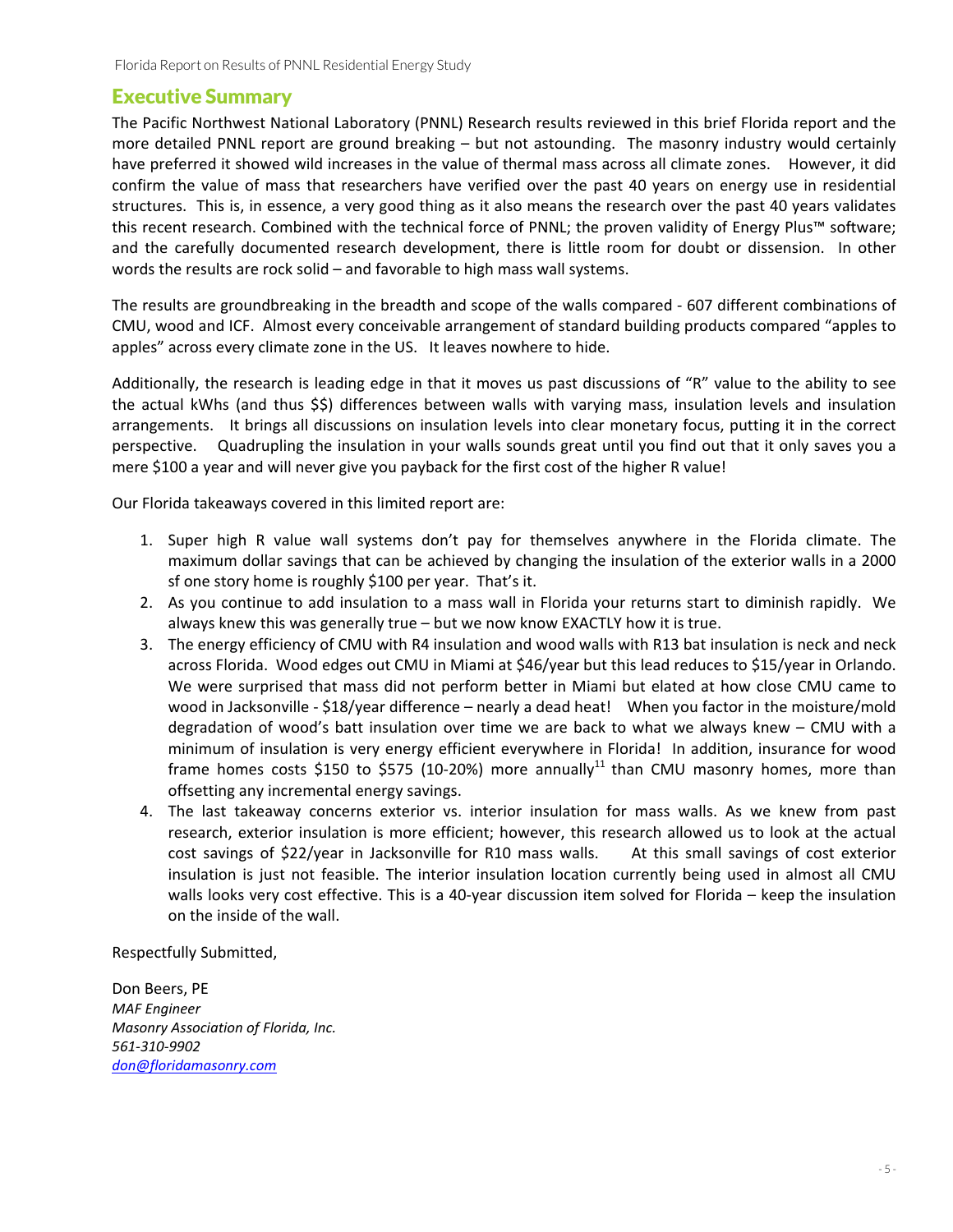## Executive Summary

The Pacific Northwest National Laboratory (PNNL) Research results reviewed in this brief Florida report and the more detailed PNNL report are ground breaking – but not astounding. The masonry industry would certainly have preferred it showed wild increases in the value of thermal mass across all climate zones. However, it did confirm the value of mass that researchers have verified over the past 40 years on energy use in residential structures. This is, in essence, a very good thing as it also means the research over the past 40 years validates this recent research. Combined with the technical force of PNNL; the proven validity of Energy Plus™ software; and the carefully documented research development, there is little room for doubt or dissension. In other words the results are rock solid – and favorable to high mass wall systems.

The results are groundbreaking in the breadth and scope of the walls compared - 607 different combinations of CMU, wood and ICF. Almost every conceivable arrangement of standard building products compared "apples to apples" across every climate zone in the US. It leaves nowhere to hide.

Additionally, the research is leading edge in that it moves us past discussions of "R" value to the ability to see the actual kWhs (and thus $$) differences between walls with varying mass, insulation levels and insulation arrangements. It brings all discussions on insulation levels into clear monetary focus, putting it in the correct perspective. Quadrupling the insulation in your walls sounds great until you find out that it only saves you a mere $100 a year and will never give you payback for the first cost of the higher R value!

Our Florida takeaways covered in this limited report are:

1. Super high R value wall systems don't pay for themselves anywhere in the Florida climate. The maximum dollar savings that can be achieved by changing the insulation of the exterior walls in a 2000 sf one story home is roughly $100 per year. That's it.
2. As you continue to add insulation to a mass wall in Florida your returns start to diminish rapidly. We always knew this was generally true – but we now know EXACTLY how it is true.
3. The energy efficiency of CMU with R4 insulation and wood walls with R13 bat insulation is neck and neck across Florida. Wood edges out CMU in Miami at $46/year but this lead reduces to $15/year in Orlando. We were surprised that mass did not perform better in Miami but elated at how close CMU came to wood in Jacksonville - $18/year difference – nearly a dead heat! When you factor in the moisture/mold degradation of wood's batt insulation over time we are back to what we always knew – CMU with a minimum of insulation is very energy efficient everywhere in Florida! In addition, insurance for wood frame homes costs $150 to $575 (10-20%) more annually[11] than CMU masonry homes, more than offsetting any incremental energy savings.
4. The last takeaway concerns exterior vs. interior insulation for mass walls. As we knew from past research, exterior insulation is more efficient; however, this research allowed us to look at the actual cost savings of $22/year in Jacksonville for R10 mass walls. At this small savings of cost exterior insulation is just not feasible. The interior insulation location currently being used in almost all CMU walls looks very cost effective. This is a 40-year discussion item solved for Florida – keep the insulation on the inside of the wall.

Respectfully Submitted,

Don Beers, PE
*MAF Engineer*
*Masonry Association of Florida, Inc.*
*561-310-9902*
*don@floridamasonry.com*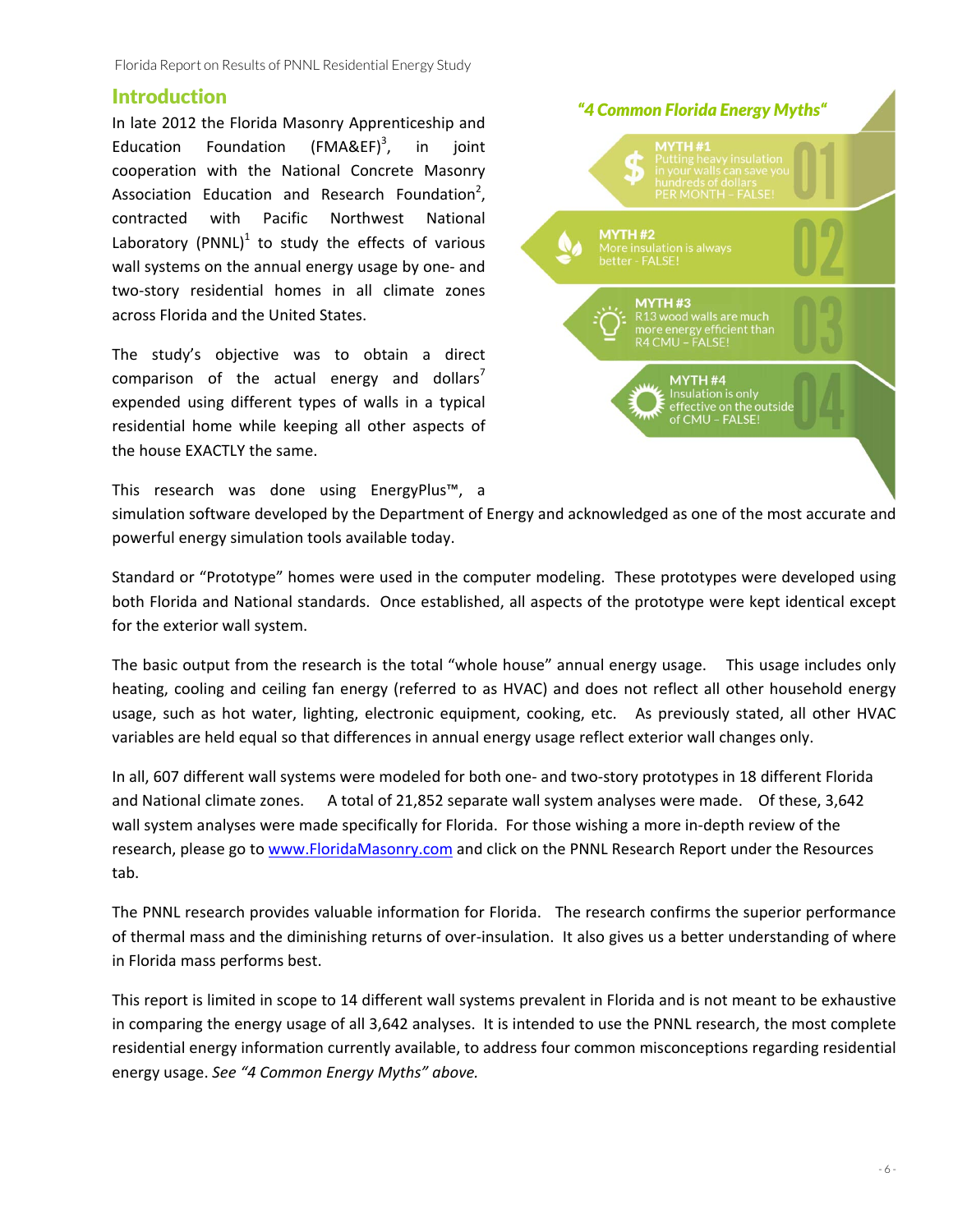## Introduction

In late 2012 the Florida Masonry Apprenticeship and Education Foundation (FMA&EF)[3], in joint cooperation with the National Concrete Masonry Association Education and Research Foundation[2], contracted with Pacific Northwest National Laboratory (PNNL)[1] to study the effects of various wall systems on the annual energy usage by one- and two-story residential homes in all climate zones across Florida and the United States.

The study's objective was to obtain a direct comparison of the actual energy and dollars[7] expended using different types of walls in a typical residential home while keeping all other aspects of the house EXACTLY the same.

### *"4 Common Florida Energy Myths"*

**MYTH #1** — Putting heavy insulation in your walls can save you hundreds of dollars PER MONTH – FALSE! (01)

**MYTH #2** — More insulation is always better - FALSE! (02)

**MYTH #3** — R13 wood walls are much more energy efficient than R4 CMU – FALSE! (03)

**MYTH #4** — Insulation is only effective on the outside of CMU – FALSE! (04)

This research was done using EnergyPlus™, a simulation software developed by the Department of Energy and acknowledged as one of the most accurate and powerful energy simulation tools available today.

Standard or "Prototype" homes were used in the computer modeling. These prototypes were developed using both Florida and National standards. Once established, all aspects of the prototype were kept identical except for the exterior wall system.

The basic output from the research is the total "whole house" annual energy usage. This usage includes only heating, cooling and ceiling fan energy (referred to as HVAC) and does not reflect all other household energy usage, such as hot water, lighting, electronic equipment, cooking, etc. As previously stated, all other HVAC variables are held equal so that differences in annual energy usage reflect exterior wall changes only.

In all, 607 different wall systems were modeled for both one- and two-story prototypes in 18 different Florida and National climate zones. A total of 21,852 separate wall system analyses were made. Of these, 3,642 wall system analyses were made specifically for Florida. For those wishing a more in-depth review of the research, please go to www.FloridaMasonry.com and click on the PNNL Research Report under the Resources tab.

The PNNL research provides valuable information for Florida. The research confirms the superior performance of thermal mass and the diminishing returns of over-insulation. It also gives us a better understanding of where in Florida mass performs best.

This report is limited in scope to 14 different wall systems prevalent in Florida and is not meant to be exhaustive in comparing the energy usage of all 3,642 analyses. It is intended to use the PNNL research, the most complete residential energy information currently available, to address four common misconceptions regarding residential energy usage. *See "4 Common Energy Myths" above.*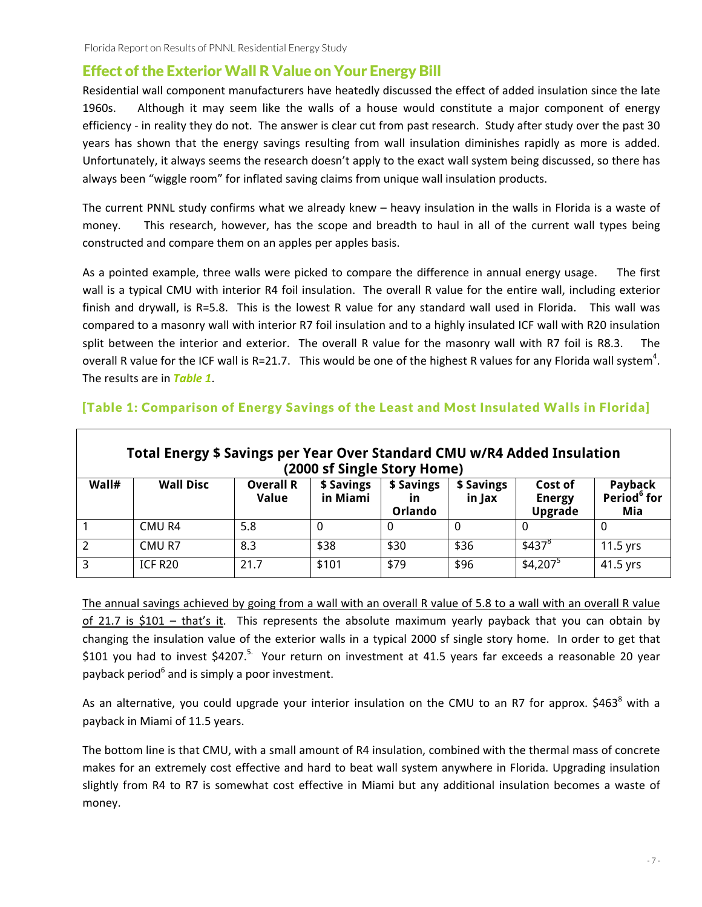## Effect of the Exterior Wall R Value on Your Energy Bill

Residential wall component manufacturers have heatedly discussed the effect of added insulation since the late 1960s. Although it may seem like the walls of a house would constitute a major component of energy efficiency - in reality they do not. The answer is clear cut from past research. Study after study over the past 30 years has shown that the energy savings resulting from wall insulation diminishes rapidly as more is added. Unfortunately, it always seems the research doesn't apply to the exact wall system being discussed, so there has always been "wiggle room" for inflated saving claims from unique wall insulation products.

The current PNNL study confirms what we already knew – heavy insulation in the walls in Florida is a waste of money. This research, however, has the scope and breadth to haul in all of the current wall types being constructed and compare them on an apples per apples basis.

As a pointed example, three walls were picked to compare the difference in annual energy usage. The first wall is a typical CMU with interior R4 foil insulation. The overall R value for the entire wall, including exterior finish and drywall, is R=5.8. This is the lowest R value for any standard wall used in Florida. This wall was compared to a masonry wall with interior R7 foil insulation and to a highly insulated ICF wall with R20 insulation split between the interior and exterior. The overall R value for the masonry wall with R7 foil is R8.3. The overall R value for the ICF wall is R=21.7. This would be one of the highest R values for any Florida wall system[4]. The results are in ***Table 1***.

### [Table 1: Comparison of Energy Savings of the Least and Most Insulated Walls in Florida]

**Total Energy $ Savings per Year Over Standard CMU w/R4 Added Insulation (2000 sf Single Story Home)**

| Wall# | Wall Disc | Overall R Value | $ Savings in Miami | $ Savings in Orlando | $ Savings in Jax | Cost of Energy Upgrade | Payback Period[6] for Mia |
|---|---|---|---|---|---|---|---|
| 1 | CMU R4 | 5.8 | 0 | 0 | 0 | 0 | 0 |
| 2 | CMU R7 | 8.3 | $38 | $30 | $36 | $437[8] | 11.5 yrs |
| 3 | ICF R20 | 21.7 | $101 | $79 | $96 | $4,207[5] | 41.5 yrs |

<u>The annual savings achieved by going from a wall with an overall R value of 5.8 to a wall with an overall R value of 21.7 is $101 – that's it</u>. This represents the absolute maximum yearly payback that you can obtain by changing the insulation value of the exterior walls in a typical 2000 sf single story home. In order to get that $101 you had to invest $4207.[5.] Your return on investment at 41.5 years far exceeds a reasonable 20 year payback period[6] and is simply a poor investment.

As an alternative, you could upgrade your interior insulation on the CMU to an R7 for approx. $463[8] with a payback in Miami of 11.5 years.

The bottom line is that CMU, with a small amount of R4 insulation, combined with the thermal mass of concrete makes for an extremely cost effective and hard to beat wall system anywhere in Florida. Upgrading insulation slightly from R4 to R7 is somewhat cost effective in Miami but any additional insulation becomes a waste of money.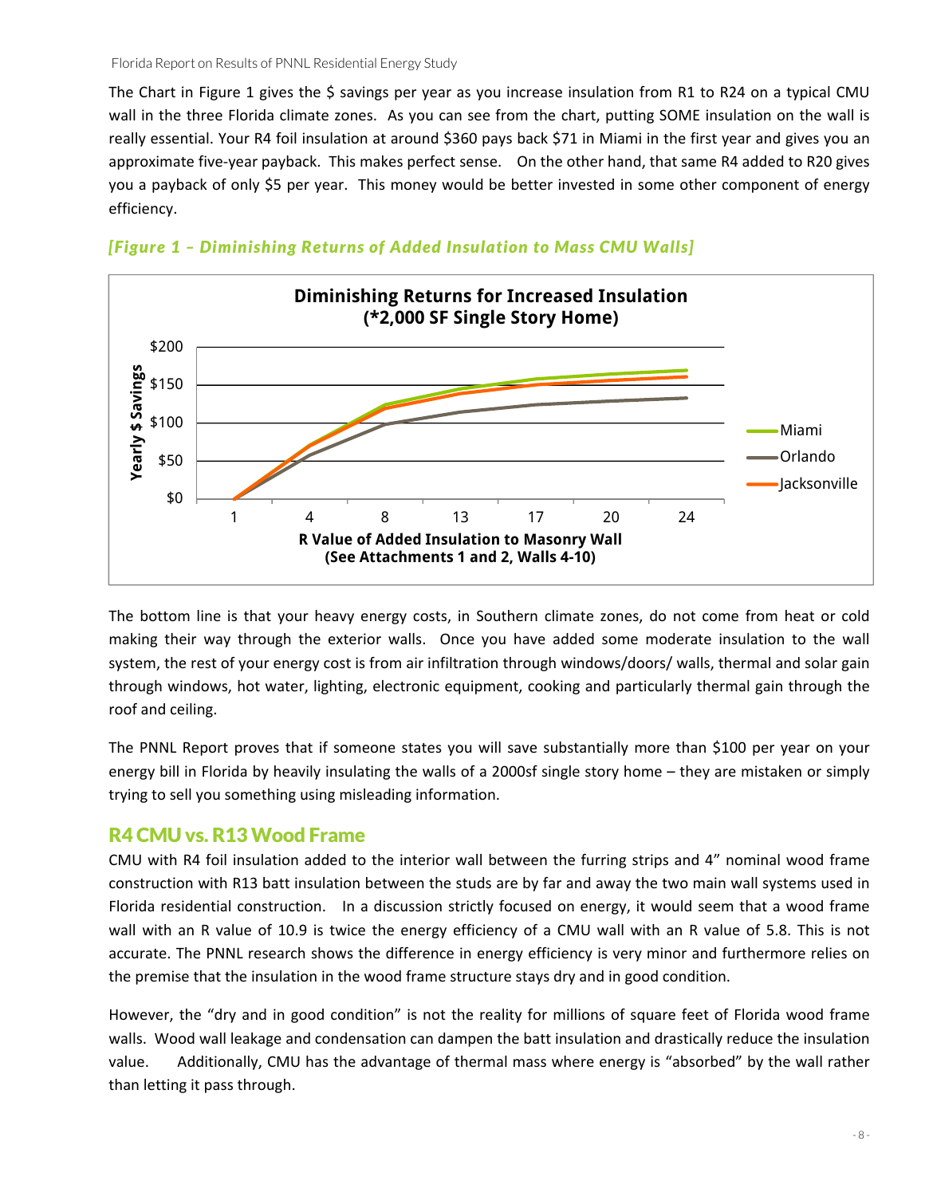The Chart in Figure 1 gives the $ savings per year as you increase insulation from R1 to R24 on a typical CMU wall in the three Florida climate zones. As you can see from the chart, putting SOME insulation on the wall is really essential. Your R4 foil insulation at around $360 pays back $71 in Miami in the first year and gives you an approximate five-year payback. This makes perfect sense. On the other hand, that same R4 added to R20 gives you a payback of only $5 per year. This money would be better invested in some other component of energy efficiency.

*[Figure 1 – Diminishing Returns of Added Insulation to Mass CMU Walls]*

**Diminishing Returns for Increased Insulation (*2,000 SF Single Story Home)**

Yearly $ Savings vs. R Value of Added Insulation to Masonry Wall (See Attachments 1 and 2, Walls 4-10) — Miami, Orlando, Jacksonville

The bottom line is that your heavy energy costs, in Southern climate zones, do not come from heat or cold making their way through the exterior walls. Once you have added some moderate insulation to the wall system, the rest of your energy cost is from air infiltration through windows/doors/ walls, thermal and solar gain through windows, hot water, lighting, electronic equipment, cooking and particularly thermal gain through the roof and ceiling.

The PNNL Report proves that if someone states you will save substantially more than $100 per year on your energy bill in Florida by heavily insulating the walls of a 2000sf single story home – they are mistaken or simply trying to sell you something using misleading information.

## R4 CMU vs. R13 Wood Frame

CMU with R4 foil insulation added to the interior wall between the furring strips and 4" nominal wood frame construction with R13 batt insulation between the studs are by far and away the two main wall systems used in Florida residential construction. In a discussion strictly focused on energy, it would seem that a wood frame wall with an R value of 10.9 is twice the energy efficiency of a CMU wall with an R value of 5.8. This is not accurate. The PNNL research shows the difference in energy efficiency is very minor and furthermore relies on the premise that the insulation in the wood frame structure stays dry and in good condition.

However, the "dry and in good condition" is not the reality for millions of square feet of Florida wood frame walls. Wood wall leakage and condensation can dampen the batt insulation and drastically reduce the insulation value. Additionally, CMU has the advantage of thermal mass where energy is "absorbed" by the wall rather than letting it pass through.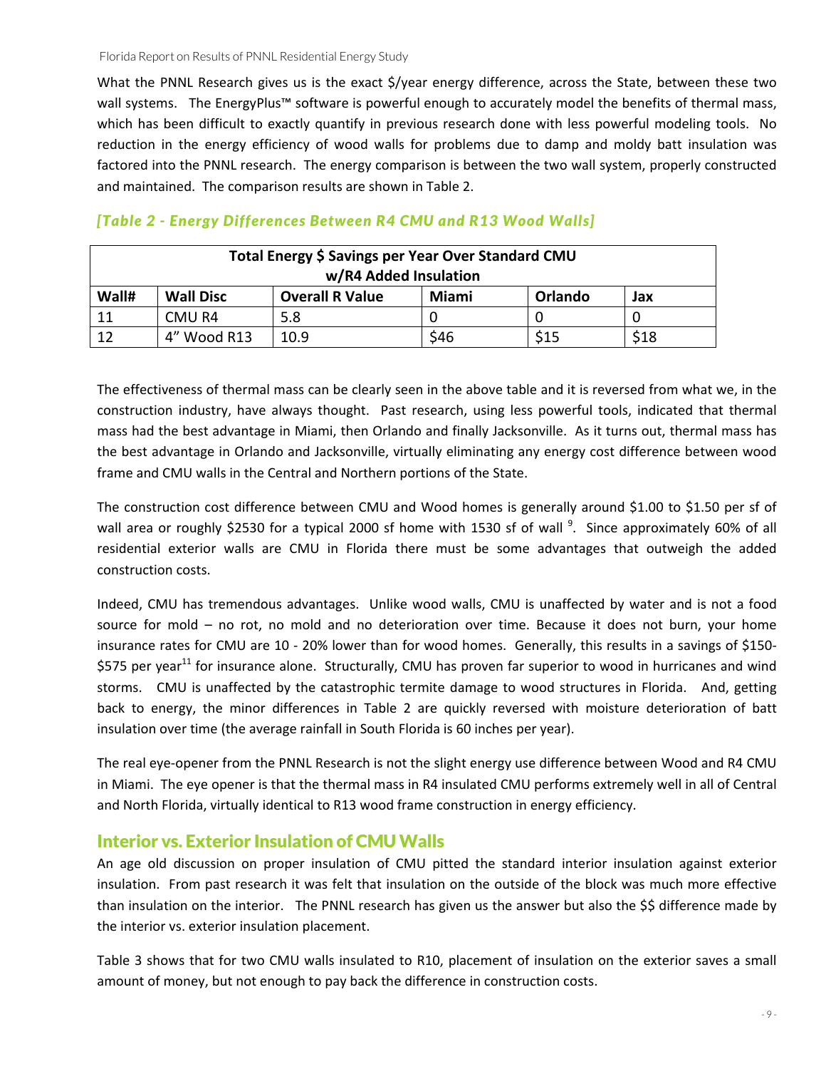What the PNNL Research gives us is the exact $/year energy difference, across the State, between these two wall systems. The EnergyPlus™ software is powerful enough to accurately model the benefits of thermal mass, which has been difficult to exactly quantify in previous research done with less powerful modeling tools. No reduction in the energy efficiency of wood walls for problems due to damp and moldy batt insulation was factored into the PNNL research. The energy comparison is between the two wall system, properly constructed and maintained. The comparison results are shown in Table 2.

*[Table 2 - Energy Differences Between R4 CMU and R13 Wood Walls]*

| Total Energy $ Savings per Year Over Standard CMU w/R4 Added Insulation | | | | | |
|---|---|---|---|---|---|
| **Wall#** | **Wall Disc** | **Overall R Value** | **Miami** | **Orlando** | **Jax** |
| 11 | CMU R4 | 5.8 | 0 | 0 | 0 |
| 12 | 4" Wood R13 | 10.9 | $46 | $15 | $18 |

The effectiveness of thermal mass can be clearly seen in the above table and it is reversed from what we, in the construction industry, have always thought. Past research, using less powerful tools, indicated that thermal mass had the best advantage in Miami, then Orlando and finally Jacksonville. As it turns out, thermal mass has the best advantage in Orlando and Jacksonville, virtually eliminating any energy cost difference between wood frame and CMU walls in the Central and Northern portions of the State.

The construction cost difference between CMU and Wood homes is generally around $1.00 to $1.50 per sf of wall area or roughly $2530 for a typical 2000 sf home with 1530 sf of wall [9]. Since approximately 60% of all residential exterior walls are CMU in Florida there must be some advantages that outweigh the added construction costs.

Indeed, CMU has tremendous advantages. Unlike wood walls, CMU is unaffected by water and is not a food source for mold – no rot, no mold and no deterioration over time. Because it does not burn, your home insurance rates for CMU are 10 - 20% lower than for wood homes. Generally, this results in a savings of $150-$575 per year[11] for insurance alone. Structurally, CMU has proven far superior to wood in hurricanes and wind storms. CMU is unaffected by the catastrophic termite damage to wood structures in Florida. And, getting back to energy, the minor differences in Table 2 are quickly reversed with moisture deterioration of batt insulation over time (the average rainfall in South Florida is 60 inches per year).

The real eye-opener from the PNNL Research is not the slight energy use difference between Wood and R4 CMU in Miami. The eye opener is that the thermal mass in R4 insulated CMU performs extremely well in all of Central and North Florida, virtually identical to R13 wood frame construction in energy efficiency.

## Interior vs. Exterior Insulation of CMU Walls

An age old discussion on proper insulation of CMU pitted the standard interior insulation against exterior insulation. From past research it was felt that insulation on the outside of the block was much more effective than insulation on the interior. The PNNL research has given us the answer but also the $$ difference made by the interior vs. exterior insulation placement.

Table 3 shows that for two CMU walls insulated to R10, placement of insulation on the exterior saves a small amount of money, but not enough to pay back the difference in construction costs.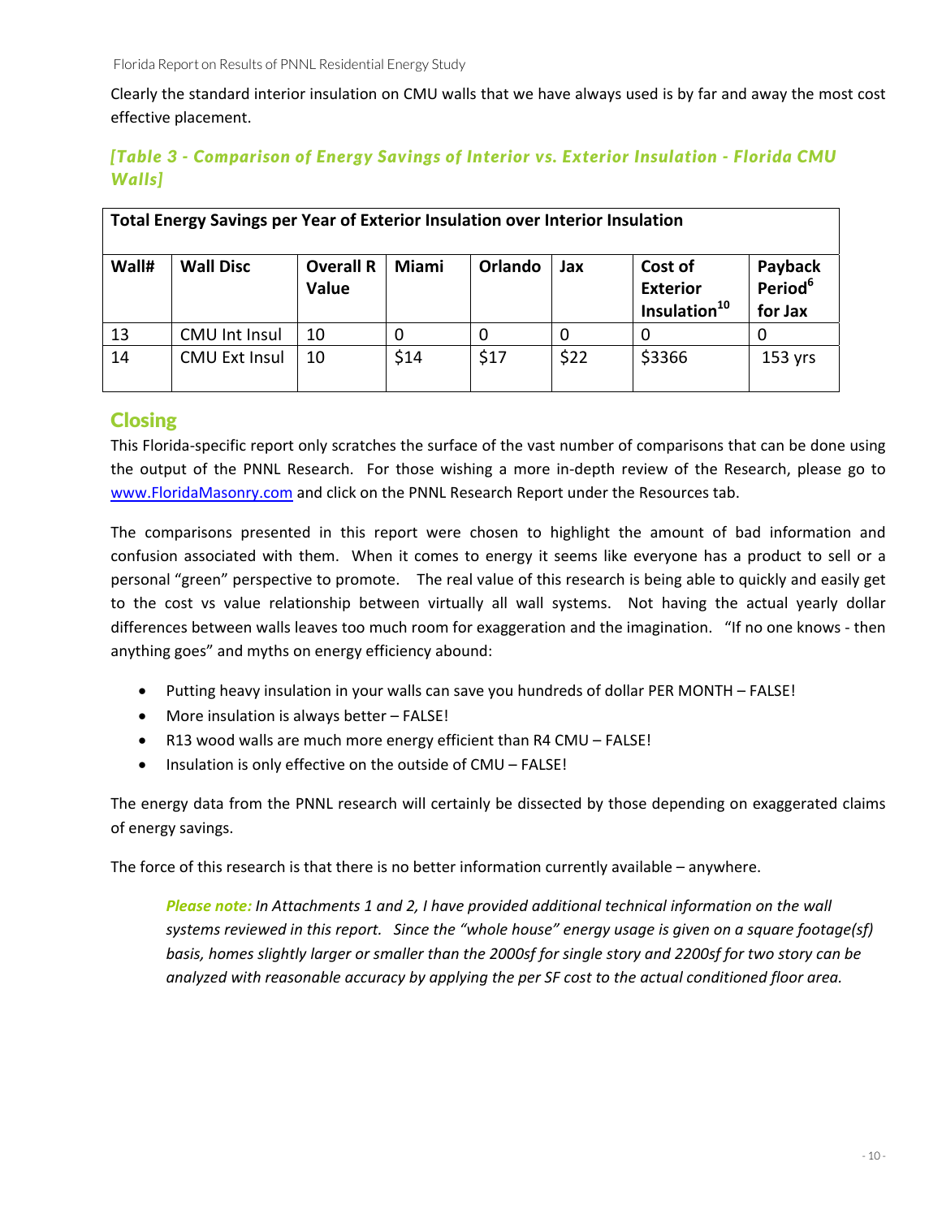Clearly the standard interior insulation on CMU walls that we have always used is by far and away the most cost effective placement.

### *[Table 3 - Comparison of Energy Savings of Interior vs. Exterior Insulation - Florida CMU Walls]*

| Total Energy Savings per Year of Exterior Insulation over Interior Insulation | | | | | | | |
|---|---|---|---|---|---|---|---|
| **Wall#** | **Wall Disc** | **Overall R Value** | **Miami** | **Orlando** | **Jax** | **Cost of Exterior Insulation[10]** | **Payback Period[6] for Jax** |
| 13 | CMU Int Insul | 10 | 0 | 0 | 0 | 0 | 0 |
| 14 | CMU Ext Insul | 10 | $14 | $17 | $22 | $3366 | 153 yrs |

## Closing

This Florida-specific report only scratches the surface of the vast number of comparisons that can be done using the output of the PNNL Research. For those wishing a more in-depth review of the Research, please go to www.FloridaMasonry.com and click on the PNNL Research Report under the Resources tab.

The comparisons presented in this report were chosen to highlight the amount of bad information and confusion associated with them. When it comes to energy it seems like everyone has a product to sell or a personal "green" perspective to promote. The real value of this research is being able to quickly and easily get to the cost vs value relationship between virtually all wall systems. Not having the actual yearly dollar differences between walls leaves too much room for exaggeration and the imagination. "If no one knows - then anything goes" and myths on energy efficiency abound:

- Putting heavy insulation in your walls can save you hundreds of dollar PER MONTH – FALSE!
- More insulation is always better – FALSE!
- R13 wood walls are much more energy efficient than R4 CMU – FALSE!
- Insulation is only effective on the outside of CMU – FALSE!

The energy data from the PNNL research will certainly be dissected by those depending on exaggerated claims of energy savings.

The force of this research is that there is no better information currently available – anywhere.

> ***Please note:*** *In Attachments 1 and 2, I have provided additional technical information on the wall systems reviewed in this report. Since the "whole house" energy usage is given on a square footage(sf) basis, homes slightly larger or smaller than the 2000sf for single story and 2200sf for two story can be analyzed with reasonable accuracy by applying the per SF cost to the actual conditioned floor area.*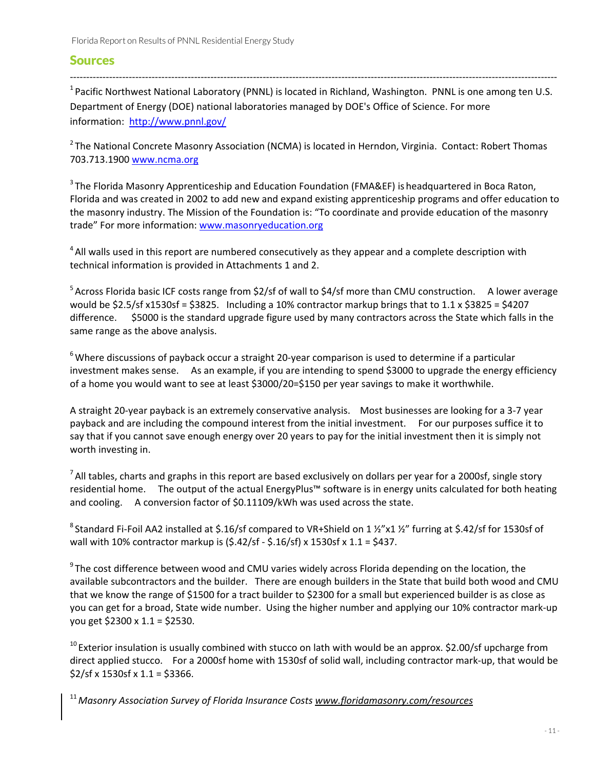## Sources

---

[1] Pacific Northwest National Laboratory (PNNL) is located in Richland, Washington. PNNL is one among ten U.S. Department of Energy (DOE) national laboratories managed by DOE's Office of Science. For more information: http://www.pnnl.gov/

[2] The National Concrete Masonry Association (NCMA) is located in Herndon, Virginia. Contact: Robert Thomas 703.713.1900 www.ncma.org

[3] The Florida Masonry Apprenticeship and Education Foundation (FMA&EF) is headquartered in Boca Raton, Florida and was created in 2002 to add new and expand existing apprenticeship programs and offer education to the masonry industry. The Mission of the Foundation is: "To coordinate and provide education of the masonry trade" For more information: www.masonryeducation.org

[4] All walls used in this report are numbered consecutively as they appear and a complete description with technical information is provided in Attachments 1 and 2.

[5] Across Florida basic ICF costs range from \$2/sf of wall to \$4/sf more than CMU construction. A lower average would be \$2.5/sf x1530sf = \$3825. Including a 10% contractor markup brings that to 1.1 x \$3825 = \$4207 difference. \$5000 is the standard upgrade figure used by many contractors across the State which falls in the same range as the above analysis.

[6] Where discussions of payback occur a straight 20-year comparison is used to determine if a particular investment makes sense. As an example, if you are intending to spend \$3000 to upgrade the energy efficiency of a home you would want to see at least \$3000/20=\$150 per year savings to make it worthwhile.

A straight 20-year payback is an extremely conservative analysis. Most businesses are looking for a 3-7 year payback and are including the compound interest from the initial investment. For our purposes suffice it to say that if you cannot save enough energy over 20 years to pay for the initial investment then it is simply not worth investing in.

[7] All tables, charts and graphs in this report are based exclusively on dollars per year for a 2000sf, single story residential home. The output of the actual EnergyPlus™ software is in energy units calculated for both heating and cooling. A conversion factor of \$0.11109/kWh was used across the state.

[8] Standard Fi-Foil AA2 installed at \$.16/sf compared to VR+Shield on 1 ½"x1 ½" furring at \$.42/sf for 1530sf of wall with 10% contractor markup is (\$.42/sf - \$.16/sf) x 1530sf x 1.1 = \$437.

[9] The cost difference between wood and CMU varies widely across Florida depending on the location, the available subcontractors and the builder. There are enough builders in the State that build both wood and CMU that we know the range of \$1500 for a tract builder to \$2300 for a small but experienced builder is as close as you can get for a broad, State wide number. Using the higher number and applying our 10% contractor mark-up you get \$2300 x 1.1 = \$2530.

[10] Exterior insulation is usually combined with stucco on lath with would be an approx. \$2.00/sf upcharge from direct applied stucco. For a 2000sf home with 1530sf of solid wall, including contractor mark-up, that would be \$2/sf x 1530sf x 1.1 = \$3366.

[11] *Masonry Association Survey of Florida Insurance Costs* www.floridamasonry.com/resources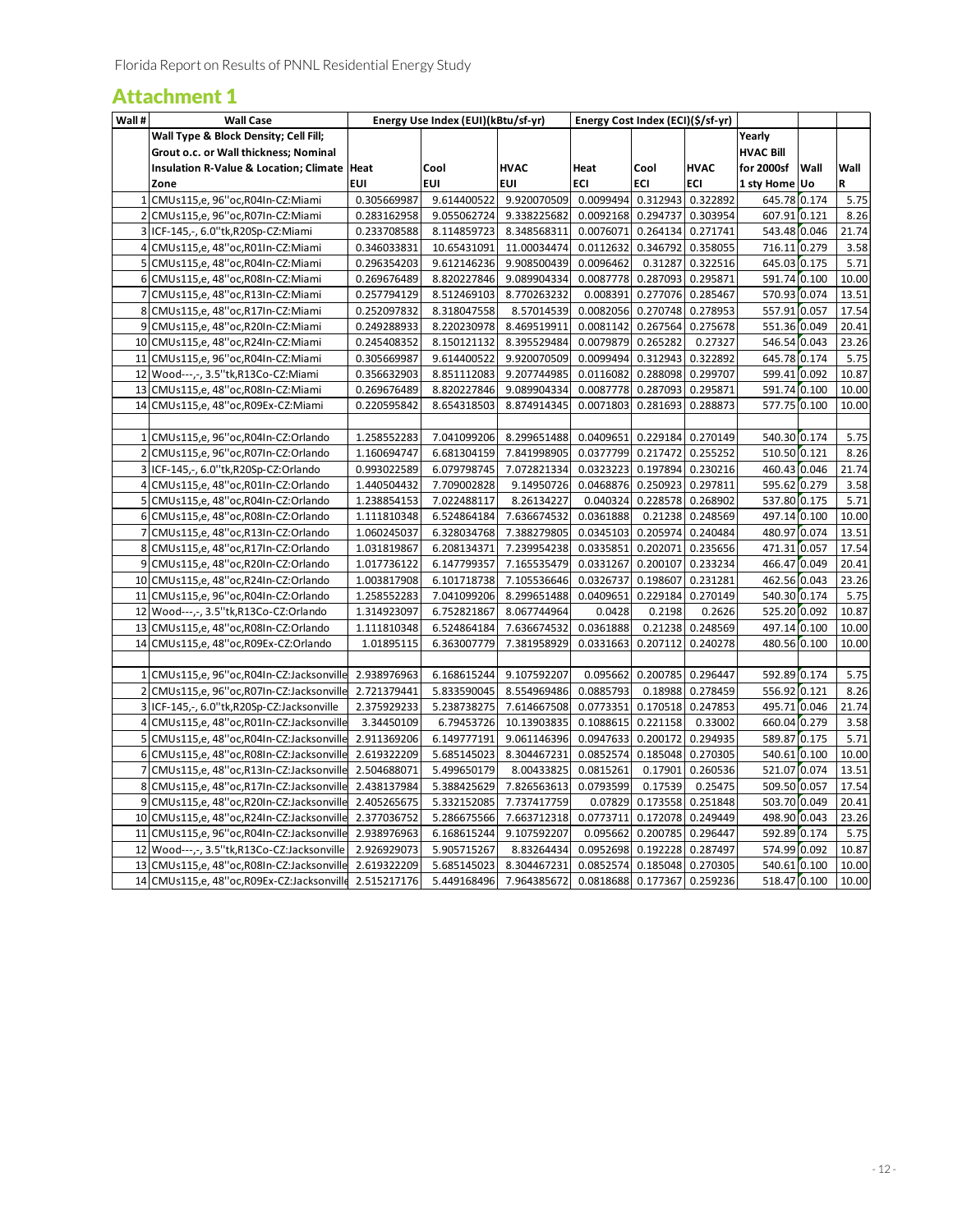# Attachment 1

| Wall # | Wall Case | Energy Use Index (EUI)(kBtu/sf-yr) | | | Energy Cost Index (ECI)($/sf-yr) | | | | | |
|---|---|---|---|---|---|---|---|---|---|---|
| | Wall Type & Block Density; Cell Fill; Grout o.c. or Wall thickness; Nominal Insulation R-Value & Location; Climate Zone | Heat EUI | Cool EUI | HVAC EUI | Heat ECI | Cool ECI | HVAC ECI | Yearly HVAC Bill for 2000sf 1 sty Home | Wall Uo | Wall R |
| 1 | CMUs115,e, 96"oc,R04In-CZ:Miami | 0.305669987 | 9.614400522 | 9.920070509 | 0.0099494 | 0.312943 | 0.322892 | 645.78 | 0.174 | 5.75 |
| 2 | CMUs115,e, 96"oc,R07In-CZ:Miami | 0.283162958 | 9.055062724 | 9.338225682 | 0.0092168 | 0.294737 | 0.303954 | 607.91 | 0.121 | 8.26 |
| 3 | ICF-145,-, 6.0"tk,R20Sp-CZ:Miami | 0.233708588 | 8.114859723 | 8.348568311 | 0.0076071 | 0.264134 | 0.271741 | 543.48 | 0.046 | 21.74 |
| 4 | CMUs115,e, 48"oc,R01In-CZ:Miami | 0.346033831 | 10.65431091 | 11.00034474 | 0.0112632 | 0.346792 | 0.358055 | 716.11 | 0.279 | 3.58 |
| 5 | CMUs115,e, 48"oc,R04In-CZ:Miami | 0.296354203 | 9.612146236 | 9.908500439 | 0.0096462 | 0.31287 | 0.322516 | 645.03 | 0.175 | 5.71 |
| 6 | CMUs115,e, 48"oc,R08In-CZ:Miami | 0.269676489 | 8.820227846 | 9.089904334 | 0.0087778 | 0.287093 | 0.295871 | 591.74 | 0.100 | 10.00 |
| 7 | CMUs115,e, 48"oc,R13In-CZ:Miami | 0.257794129 | 8.512469103 | 8.770263232 | 0.008391 | 0.277076 | 0.285467 | 570.93 | 0.074 | 13.51 |
| 8 | CMUs115,e, 48"oc,R17In-CZ:Miami | 0.252097832 | 8.318047558 | 8.57014539 | 0.0082056 | 0.270748 | 0.278953 | 557.91 | 0.057 | 17.54 |
| 9 | CMUs115,e, 48"oc,R20In-CZ:Miami | 0.249288933 | 8.220230978 | 8.469519911 | 0.0081142 | 0.267564 | 0.275678 | 551.36 | 0.049 | 20.41 |
| 10 | CMUs115,e, 48"oc,R24In-CZ:Miami | 0.245408352 | 8.150121132 | 8.395529484 | 0.0079879 | 0.265282 | 0.27327 | 546.54 | 0.043 | 23.26 |
| 11 | CMUs115,e, 96"oc,R04In-CZ:Miami | 0.305669987 | 9.614400522 | 9.920070509 | 0.0099494 | 0.312943 | 0.322892 | 645.78 | 0.174 | 5.75 |
| 12 | Wood---,-, 3.5"tk,R13Co-CZ:Miami | 0.356632903 | 8.851112083 | 9.207744985 | 0.0116082 | 0.288098 | 0.299707 | 599.41 | 0.092 | 10.87 |
| 13 | CMUs115,e, 48"oc,R08In-CZ:Miami | 0.269676489 | 8.820227846 | 9.089904334 | 0.0087778 | 0.287093 | 0.295871 | 591.74 | 0.100 | 10.00 |
| 14 | CMUs115,e, 48"oc,R09Ex-CZ:Miami | 0.220595842 | 8.654318503 | 8.874914345 | 0.0071803 | 0.281693 | 0.288873 | 577.75 | 0.100 | 10.00 |
| | | | | | | | | | | |
| 1 | CMUs115,e, 96"oc,R04In-CZ:Orlando | 1.258552283 | 7.041099206 | 8.299651488 | 0.0409651 | 0.229184 | 0.270149 | 540.30 | 0.174 | 5.75 |
| 2 | CMUs115,e, 96"oc,R07In-CZ:Orlando | 1.160694747 | 6.681304159 | 7.841998905 | 0.0377799 | 0.217472 | 0.255252 | 510.50 | 0.121 | 8.26 |
| 3 | ICF-145,-, 6.0"tk,R20Sp-CZ:Orlando | 0.993022589 | 6.079798745 | 7.072821334 | 0.0323223 | 0.197894 | 0.230216 | 460.43 | 0.046 | 21.74 |
| 4 | CMUs115,e, 48"oc,R01In-CZ:Orlando | 1.440504432 | 7.709002828 | 9.14950726 | 0.0468876 | 0.250923 | 0.297811 | 595.62 | 0.279 | 3.58 |
| 5 | CMUs115,e, 48"oc,R04In-CZ:Orlando | 1.238854153 | 7.022488117 | 8.26134227 | 0.040324 | 0.228578 | 0.268902 | 537.80 | 0.175 | 5.71 |
| 6 | CMUs115,e, 48"oc,R08In-CZ:Orlando | 1.111810348 | 6.524864184 | 7.636674532 | 0.0361888 | 0.21238 | 0.248569 | 497.14 | 0.100 | 10.00 |
| 7 | CMUs115,e, 48"oc,R13In-CZ:Orlando | 1.060245037 | 6.328034768 | 7.388279805 | 0.0345103 | 0.205974 | 0.240484 | 480.97 | 0.074 | 13.51 |
| 8 | CMUs115,e, 48"oc,R17In-CZ:Orlando | 1.031819867 | 6.208134371 | 7.239954238 | 0.0335851 | 0.202071 | 0.235656 | 471.31 | 0.057 | 17.54 |
| 9 | CMUs115,e, 48"oc,R20In-CZ:Orlando | 1.017736122 | 6.147799357 | 7.165535479 | 0.0331267 | 0.200107 | 0.233234 | 466.47 | 0.049 | 20.41 |
| 10 | CMUs115,e, 48"oc,R24In-CZ:Orlando | 1.003817908 | 6.101718738 | 7.105536646 | 0.0326737 | 0.198607 | 0.231281 | 462.56 | 0.043 | 23.26 |
| 11 | CMUs115,e, 96"oc,R04In-CZ:Orlando | 1.258552283 | 7.041099206 | 8.299651488 | 0.0409651 | 0.229184 | 0.270149 | 540.30 | 0.174 | 5.75 |
| 12 | Wood---,-, 3.5"tk,R13Co-CZ:Orlando | 1.314923097 | 6.752821867 | 8.067744964 | 0.0428 | 0.2198 | 0.2626 | 525.20 | 0.092 | 10.87 |
| 13 | CMUs115,e, 48"oc,R08In-CZ:Orlando | 1.111810348 | 6.524864184 | 7.636674532 | 0.0361888 | 0.21238 | 0.248569 | 497.14 | 0.100 | 10.00 |
| 14 | CMUs115,e, 48"oc,R09Ex-CZ:Orlando | 1.01895115 | 6.363007779 | 7.381958929 | 0.0331663 | 0.207112 | 0.240278 | 480.56 | 0.100 | 10.00 |
| | | | | | | | | | | |
| 1 | CMUs115,e, 96"oc,R04In-CZ:Jacksonville | 2.938976963 | 6.168615244 | 9.107592207 | 0.095662 | 0.200785 | 0.296447 | 592.89 | 0.174 | 5.75 |
| 2 | CMUs115,e, 96"oc,R07In-CZ:Jacksonville | 2.721379441 | 5.833590045 | 8.554969486 | 0.0885793 | 0.18988 | 0.278459 | 556.92 | 0.121 | 8.26 |
| 3 | ICF-145,-, 6.0"tk,R20Sp-CZ:Jacksonville | 2.375929233 | 5.238738275 | 7.614667508 | 0.0773351 | 0.170518 | 0.247853 | 495.71 | 0.046 | 21.74 |
| 4 | CMUs115,e, 48"oc,R01In-CZ:Jacksonville | 3.34450109 | 6.79453726 | 10.13903835 | 0.1088615 | 0.221158 | 0.33002 | 660.04 | 0.279 | 3.58 |
| 5 | CMUs115,e, 48"oc,R04In-CZ:Jacksonville | 2.911369206 | 6.149777191 | 9.061146396 | 0.0947633 | 0.200172 | 0.294935 | 589.87 | 0.175 | 5.71 |
| 6 | CMUs115,e, 48"oc,R08In-CZ:Jacksonville | 2.619322209 | 5.685145023 | 8.304467231 | 0.0852574 | 0.185048 | 0.270305 | 540.61 | 0.100 | 10.00 |
| 7 | CMUs115,e, 48"oc,R13In-CZ:Jacksonville | 2.504688071 | 5.499650179 | 8.00433825 | 0.0815261 | 0.17901 | 0.260536 | 521.07 | 0.074 | 13.51 |
| 8 | CMUs115,e, 48"oc,R17In-CZ:Jacksonville | 2.438137984 | 5.388425629 | 7.826563613 | 0.0793599 | 0.17539 | 0.25475 | 509.50 | 0.057 | 17.54 |
| 9 | CMUs115,e, 48"oc,R20In-CZ:Jacksonville | 2.405265675 | 5.332152085 | 7.737417759 | 0.07829 | 0.173558 | 0.251848 | 503.70 | 0.049 | 20.41 |
| 10 | CMUs115,e, 48"oc,R24In-CZ:Jacksonville | 2.377036752 | 5.286675566 | 7.663712318 | 0.0773711 | 0.172078 | 0.249449 | 498.90 | 0.043 | 23.26 |
| 11 | CMUs115,e, 96"oc,R04In-CZ:Jacksonville | 2.938976963 | 6.168615244 | 9.107592207 | 0.095662 | 0.200785 | 0.296447 | 592.89 | 0.174 | 5.75 |
| 12 | Wood---,-, 3.5"tk,R13Co-CZ:Jacksonville | 2.926929073 | 5.905715267 | 8.83264434 | 0.0952698 | 0.192228 | 0.287497 | 574.99 | 0.092 | 10.87 |
| 13 | CMUs115,e, 48"oc,R08In-CZ:Jacksonville | 2.619322209 | 5.685145023 | 8.304467231 | 0.0852574 | 0.185048 | 0.270305 | 540.61 | 0.100 | 10.00 |
| 14 | CMUs115,e, 48"oc,R09Ex-CZ:Jacksonville | 2.515217176 | 5.449168496 | 7.964385672 | 0.0818688 | 0.177367 | 0.259236 | 518.47 | 0.100 | 10.00 |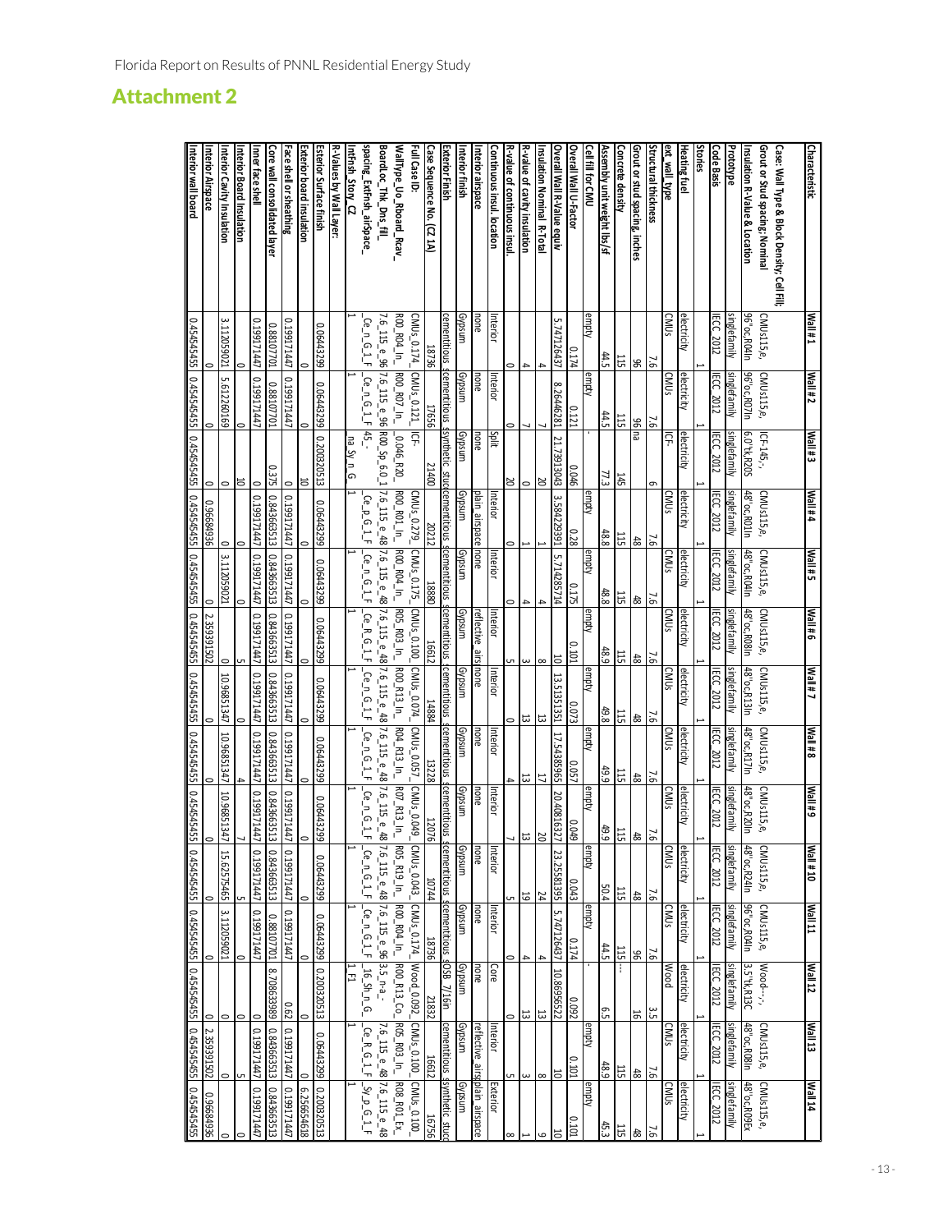# Attachment 2

| Characteristic | Wall # 1 | Wall # 2 | Wall # 3 | Wall # 4 | Wall # 5 | Wall # 6 | Wall # 7 | Wall # 8 | Wall # 9 | Wall # 10 | Wall # 11 | Wall # 12 | Wall # 13 | Wall # 14 |
|---|---|---|---|---|---|---|---|---|---|---|---|---|---|---|
| Case: Wall Type & Block Density; Cell Fill; Grout or Stud spacing; Nominal Insulation R-Value & Location | CMUs115,e,96"oc,R04In | CMUs115,e,96"oc,R07In | ICF-145,-,6.0"tk,R20S | CMUs115,e,48"oc,R01In | CMUs115,e,48"oc,R04In | CMUs115,e,48"oc,R08In | CMUs115,e,48"oc,R13In | CMUs115,e,48"oc,R17In | CMUs115,e,48"oc,R20In | CMUs115,e,48"oc,R24In | CMUs115,e,96"oc,R04In | Wood---,-,3.5"tk,R13C | CMUs115,e,48"oc,R08In | CMUs115,e,48"oc,R09Ex |
| Prototype | singlefamily | singlefamily | singlefamily | singlefamily | singlefamily | singlefamily | singlefamily | singlefamily | singlefamily | singlefamily | singlefamily | singlefamily | singlefamily | singlefamily |
| Code Basis | IECC_2012 | IECC_2012 | IECC_2012 | IECC_2012 | IECC_2012 | IECC_2012 | IECC_2012 | IECC_2012 | IECC_2012 | IECC_2012 | IECC_2012 | IECC_2012 | IECC_2012 | IECC_2012 |
| Stories | 1 | 1 | 1 | 1 | 1 | 1 | 1 | 1 | 1 | 1 | 1 | 1 | 1 | 1 |
| Heating fuel | electricity | electricity | electricity | electricity | electricity | electricity | electricity | electricity | electricity | electricity | electricity | electricity | electricity | electricity |
| ext_wall_type | CMUs | CMUs | ICF- | CMUs | CMUs | CMUs | CMUs | CMUs | CMUs | CMUs | CMUs | Wood | CMUs | CMUs |
| Structural thickness | 7.6 | 7.6 | 6 | 7.6 | 7.6 | 7.6 | 7.6 | 7.6 | 7.6 | 7.6 | 7.6 | 3.5 | 7.6 | 7.6 |
| Grout or stud spacing, inches | 96 | 96 | na | 48 | 48 | 48 | 48 | 48 | 48 | 48 | 96 | 16 | 48 | 48 |
| Concrete density | 115 | 115 | 145 | 115 | 115 | 115 | 115 | 115 | 115 | 115 | 115 | --- | 115 | 115 |
| Assembly unit weight lbs/sf | 44.5 | 44.5 | 77.3 | 48.8 | 48.8 | 48.9 | 49.8 | 49.9 | 49.9 | 50.4 | 44.5 | 6.5 | 48.9 | 45.3 |
| Cell fill for CMU | empty | empty | - | empty | empty | empty | empty | empty | empty | empty | empty | - | empty | empty |
| Overall Wall U-Factor | 0.174 | 0.121 | 0.046 | 0.28 | 0.175 | 0.101 | 0.073 | 0.057 | 0.049 | 0.043 | 0.174 | 0.092 | 0.101 | 0.101 |
| Overall Wall R-Value equiv | 5.747126437 | 8.26446281 | 21.73913043 | 3.584229391 | 5.714285714 | 10 | 13.51351351 | 17.54385965 | 20.40816327 | 23.25581395 | 5.747126437 | 10.86956522 | 10 | 10 |
| Insulation Nominal R-Total | 4 | 7 | 20 | 1 | 4 | 8 | 13 | 17 | 20 | 24 | 4 | 13 | 8 | 9 |
| R-value of cavity insulation | 4 | 7 | 0 | 1 | 4 | 3 | 13 | 13 | 13 | 19 | 4 | 13 | 3 | 1 |
| R-value of continuous insul. | 0 | 0 | 20 | 0 | 0 | 5 | 0 | 4 | 7 | 5 | 0 | 0 | 5 | 8 |
| Continuous insul. location | Interior | Interior | Split | Interior | Interior | Interior | Interior | Interior | Interior | Interior | Interior | Core | Interior | Exterior |
| Interior airspace | none | none | none | plain airspace | none | reflective airs | none | none | none | none | none | none | reflective airs | plain airspace |
| Interior finish | Gypsum | Gypsum | Gypsum | Gypsum | Gypsum | Gypsum | Gypsum | Gypsum | Gypsum | Gypsum | Gypsum | Gypsum | Gypsum | Gypsum |
| Exterior Finish | cementitious | cementitious | synthetic stucco | cementitious | cementitious | cementitious | cementitious | cementitious | cementitious | cementitious | cementitious | OSB 7/16in | cementitious | synthetic stucc |
| Case Sequence No. (CZ 1A) | 18736 | 17656 | 21400 | 20212 | 18880 | 16612 | 14884 | 13228 | 12076 | 10744 | 18736 | 21832 | 16612 | 16756 |
| Full Case ID: | CMUs_0.174_ | CMUs_0.121_ | ICF- | CMUs_0.279_ | CMUs_0.175_ | CMUs_0.100_ | CMUs_0.074_ | CMUs_0.057_ | CMUs_0.049_ | CMUs_0.043_ | CMUs_0.174_ | Wood_0.092_ | CMUs_0.100_ | CMUs_0.100_ |
| WallType_Uo_Rboard_Rcav_ | R00_R04_In_ | R00_R07_In_ | _0.046_R20_ | R00_R01_In_ | R00_R04_In_ | R05_R03_In_ | R00_R13_In_ | R04_R13_In_ | R07_R13_In_ | R05_R19_In_ | R00_R04_In_ | R00_R13_Co_ | R05_R03_In_ | R08_R01_Ex_ |
| Boardloc_Thk_Dns_fill_ | 7.6_115_e_96 | 7.6_115_e_96 | R00_Sp_6.0_1 | 7.6_115_e_48 | 7.6_115_e_48 | 7.6_115_e_48 | 7.6_115_e_48 | 7.6_115_e_48 | 7.6_115_e_48 | 7.6_115_e_48 | 7.6_115_e_96 | 3.5_n-a_- | 7.6_115_e_48 | 7.6_115_e_48 |
| spacing_ExtFinsh_airSpace_ | _Ce_n_G_1_F | _Ce_n_G_1_F | 45_- | _Ce_p_G_1_F | _Ce_n_G_1_F | _Ce_R_G_1_F | _Ce_n_G_1_F | _Ce_n_G_1_F | _Ce_n_G_1_F | _Ce_n_G_1_F | _Ce_n_G_1_F | _16_Sh_n_G_ | _Ce_R_G_1_F | _Sy_p_G_1_F |
| IntFnsh_Story_CZ | 1 | 1 | na_Sy_n_G | 1 | 1 | 1 | 1 | 1 | 1 | 1 | 1 | 1_F1 | 1 | 1 |
| R-Values by Wall Layer: | | | | | | | | | | | | | | |
| Exterior Surface finish | 0.06443299 | 0.06443299 | 0.200320513 | 0.06443299 | 0.06443299 | 0.06443299 | 0.06443299 | 0.06443299 | 0.06443299 | 0.06443299 | 0.06443299 | 0.200320513 | 0.06443299 | 0.200320513 |
| Exterior board insulation | 0 | 0 | 10 | 0 | 0 | 0 | 0 | 0 | 0 | 0 | 0 | 0 | 0 | 6.256654618 |
| Face shell or sheathing | 0.199171447 | 0.199171447 | 0 | 0.199171447 | 0.199171447 | 0.199171447 | 0.199171447 | 0.199171447 | 0.199171447 | 0.199171447 | 0.199171447 | 0.62 | 0.199171447 | 0.199171447 |
| Core wall consolidated layer | 0.88107701 | 0.88107701 | 0.375 | 0.843663513 | 0.843663513 | 0.843663513 | 0.843663513 | 0.843663513 | 0.843663513 | 0.843663513 | 0.88107701 | 8.708633989 | 0.843663513 | 0.843663513 |
| Inner face shell | 0.199171447 | 0.199171447 | 0 | 0.199171447 | 0.199171447 | 0.199171447 | 0.199171447 | 0.199171447 | 0.199171447 | 0.199171447 | 0.199171447 | 0 | 0.199171447 | 0.199171447 |
| Interior Board Insulation | 0 | 0 | 10 | 0 | 0 | 5 | 0 | 4 | 7 | 5 | 0 | 0 | 5 | 0 |
| Interior Cavity Insulation | 3.112059021 | 5.612260169 | 0 | 0.96684936 | 3.112059021 | 2.359391502 | 10.96851347 | 10.96851347 | 10.96851347 | 15.62575465 | 3.112059021 | 0 | 2.359391502 | 0.96684936 |
| Interior Airspace | 0 | 0 | 0 | 0 | 0 | 0 | 0 | 0 | 0 | 0 | 0 | 0 | 0 | 0 |
| Interior wall board | 0.454545455 | 0.454545455 | 0.454545455 | 0.454545455 | 0.454545455 | 0.454545455 | 0.454545455 | 0.454545455 | 0.454545455 | 0.454545455 | 0.454545455 | 0.454545455 | 0.454545455 | 0.454545455 |